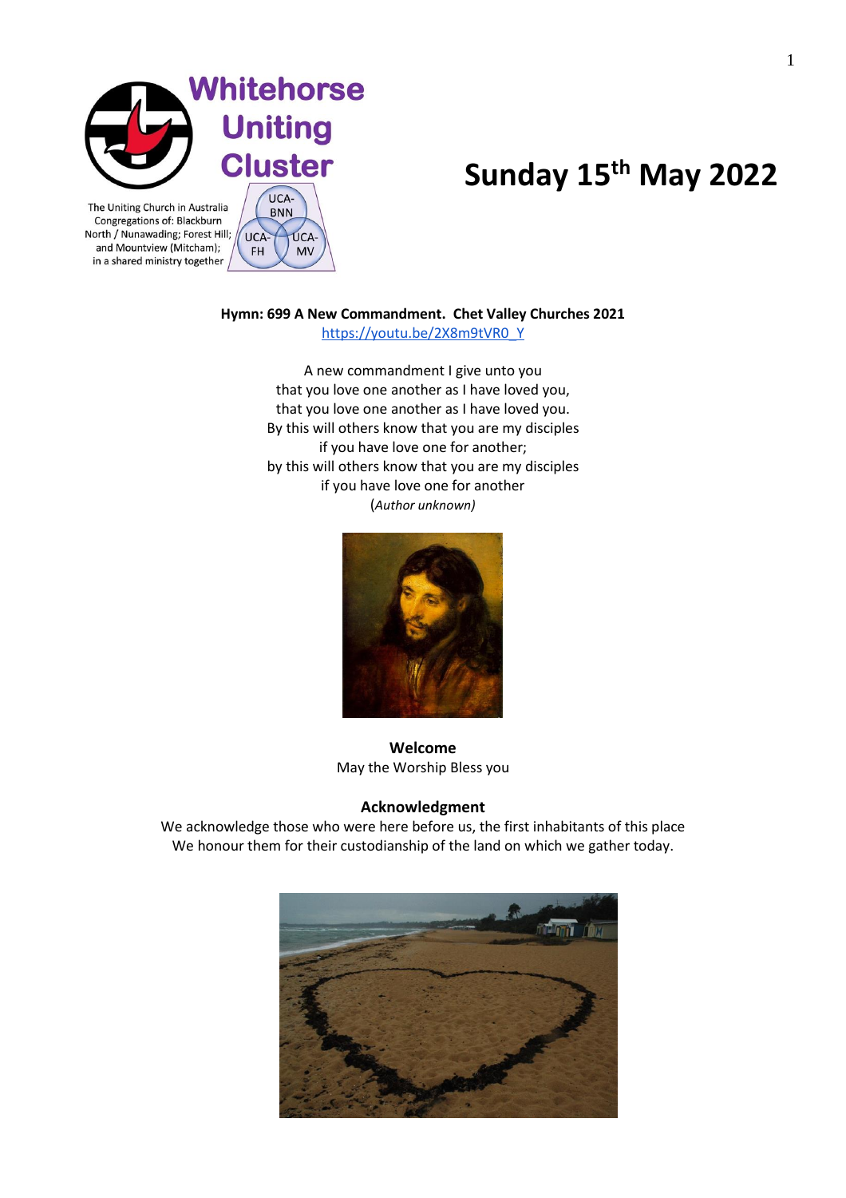Whitehorse Uniting Cluster

The Uniting Church in Australia Congregations of: Blackburn North / Nunawading; Forest Hill; and Mountview (Mitcham); in a shared ministry together

UCA-BNN UCA-FH UCA-MV

# Sunday 15th May 2022

**Hymn: 699 A New Commandment. Chet Valley Churches 2021**
https://youtu.be/2X8m9tVR0_Y

A new commandment I give unto you
that you love one another as I have loved you,
that you love one another as I have loved you.
By this will others know that you are my disciples
if you have love one for another;
by this will others know that you are my disciples
if you have love one for another
(*Author unknown)*

**Welcome**

May the Worship Bless you

**Acknowledgment**

We acknowledge those who were here before us, the first inhabitants of this place
We honour them for their custodianship of the land on which we gather today.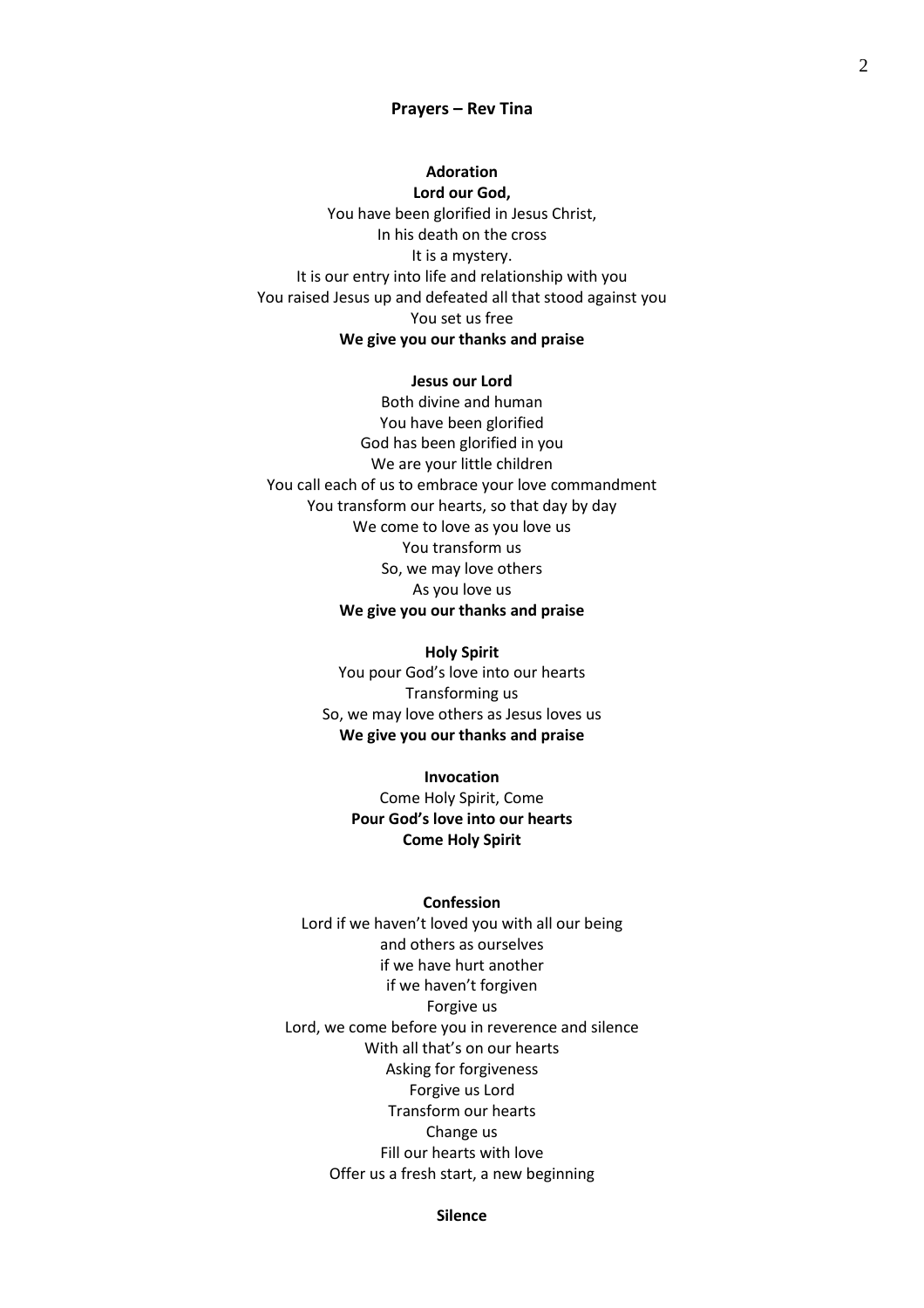**Prayers – Rev Tina**

**Adoration**

**Lord our God,**
You have been glorified in Jesus Christ,
In his death on the cross
It is a mystery.
It is our entry into life and relationship with you
You raised Jesus up and defeated all that stood against you
You set us free
**We give you our thanks and praise**

**Jesus our Lord**
Both divine and human
You have been glorified
God has been glorified in you
We are your little children
You call each of us to embrace your love commandment
You transform our hearts, so that day by day
We come to love as you love us
You transform us
So, we may love others
As you love us
**We give you our thanks and praise**

**Holy Spirit**
You pour God's love into our hearts
Transforming us
So, we may love others as Jesus loves us
**We give you our thanks and praise**

**Invocation**
Come Holy Spirit, Come
**Pour God's love into our hearts**
**Come Holy Spirit**

**Confession**
Lord if we haven't loved you with all our being
and others as ourselves
if we have hurt another
if we haven't forgiven
Forgive us
Lord, we come before you in reverence and silence
With all that's on our hearts
Asking for forgiveness
Forgive us Lord
Transform our hearts
Change us
Fill our hearts with love
Offer us a fresh start, a new beginning

**Silence**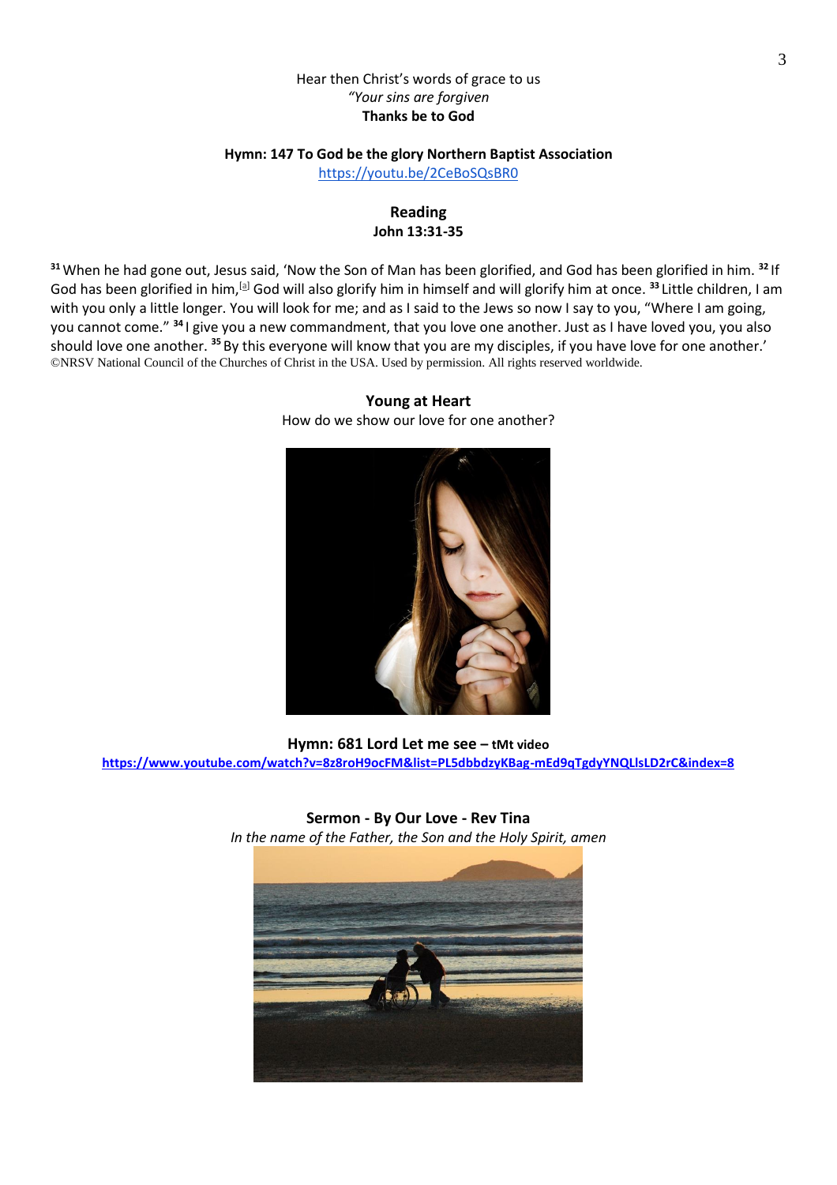Hear then Christ's words of grace to us
*"Your sins are forgiven*
**Thanks be to God**

**Hymn: 147 To God be the glory Northern Baptist Association**
https://youtu.be/2CeBoSQsBR0

**Reading**
**John 13:31-35**

[31] When he had gone out, Jesus said, 'Now the Son of Man has been glorified, and God has been glorified in him. [32] If God has been glorified in him,[a] God will also glorify him in himself and will glorify him at once. [33] Little children, I am with you only a little longer. You will look for me; and as I said to the Jews so now I say to you, "Where I am going, you cannot come." [34] I give you a new commandment, that you love one another. Just as I have loved you, you also should love one another. [35] By this everyone will know that you are my disciples, if you have love for one another.'
©NRSV National Council of the Churches of Christ in the USA. Used by permission. All rights reserved worldwide.

**Young at Heart**
How do we show our love for one another?

**Hymn: 681 Lord Let me see – tMt video**
**https://www.youtube.com/watch?v=8z8roH9ocFM&list=PL5dbbdzyKBag-mEd9qTgdyYNQLlsLD2rC&index=8**

**Sermon - By Our Love - Rev Tina**
*In the name of the Father, the Son and the Holy Spirit, amen*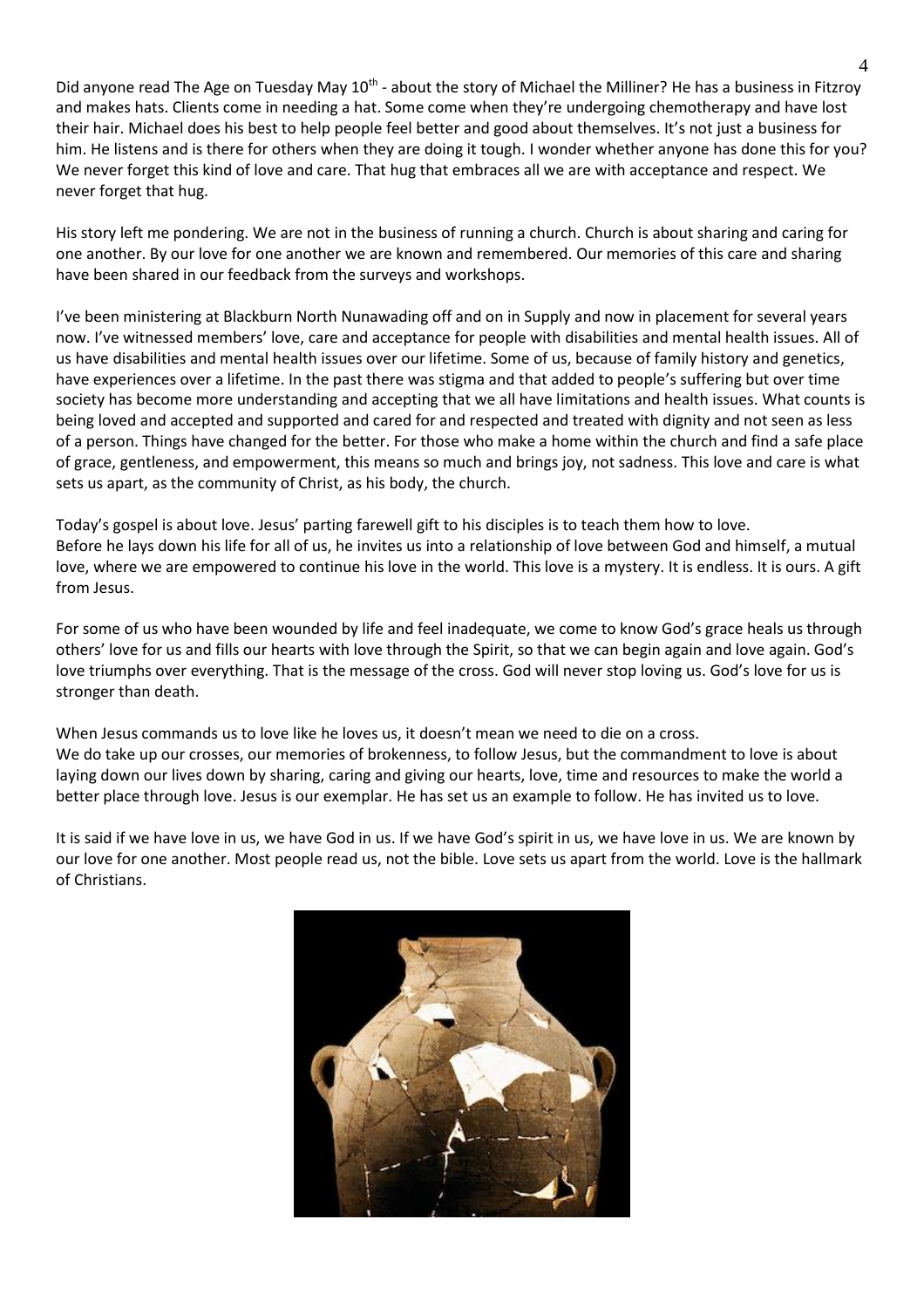Did anyone read The Age on Tuesday May 10th - about the story of Michael the Milliner? He has a business in Fitzroy and makes hats. Clients come in needing a hat. Some come when they're undergoing chemotherapy and have lost their hair. Michael does his best to help people feel better and good about themselves. It's not just a business for him. He listens and is there for others when they are doing it tough. I wonder whether anyone has done this for you? We never forget this kind of love and care. That hug that embraces all we are with acceptance and respect. We never forget that hug.

His story left me pondering. We are not in the business of running a church. Church is about sharing and caring for one another. By our love for one another we are known and remembered. Our memories of this care and sharing have been shared in our feedback from the surveys and workshops.

I've been ministering at Blackburn North Nunawading off and on in Supply and now in placement for several years now. I've witnessed members' love, care and acceptance for people with disabilities and mental health issues. All of us have disabilities and mental health issues over our lifetime. Some of us, because of family history and genetics, have experiences over a lifetime. In the past there was stigma and that added to people's suffering but over time society has become more understanding and accepting that we all have limitations and health issues. What counts is being loved and accepted and supported and cared for and respected and treated with dignity and not seen as less of a person. Things have changed for the better. For those who make a home within the church and find a safe place of grace, gentleness, and empowerment, this means so much and brings joy, not sadness. This love and care is what sets us apart, as the community of Christ, as his body, the church.

Today's gospel is about love. Jesus' parting farewell gift to his disciples is to teach them how to love.
Before he lays down his life for all of us, he invites us into a relationship of love between God and himself, a mutual love, where we are empowered to continue his love in the world. This love is a mystery. It is endless. It is ours. A gift from Jesus.

For some of us who have been wounded by life and feel inadequate, we come to know God's grace heals us through others' love for us and fills our hearts with love through the Spirit, so that we can begin again and love again. God's love triumphs over everything. That is the message of the cross. God will never stop loving us. God's love for us is stronger than death.

When Jesus commands us to love like he loves us, it doesn't mean we need to die on a cross.
We do take up our crosses, our memories of brokenness, to follow Jesus, but the commandment to love is about laying down our lives down by sharing, caring and giving our hearts, love, time and resources to make the world a better place through love. Jesus is our exemplar. He has set us an example to follow. He has invited us to love.

It is said if we have love in us, we have God in us. If we have God's spirit in us, we have love in us. We are known by our love for one another. Most people read us, not the bible. Love sets us apart from the world. Love is the hallmark of Christians.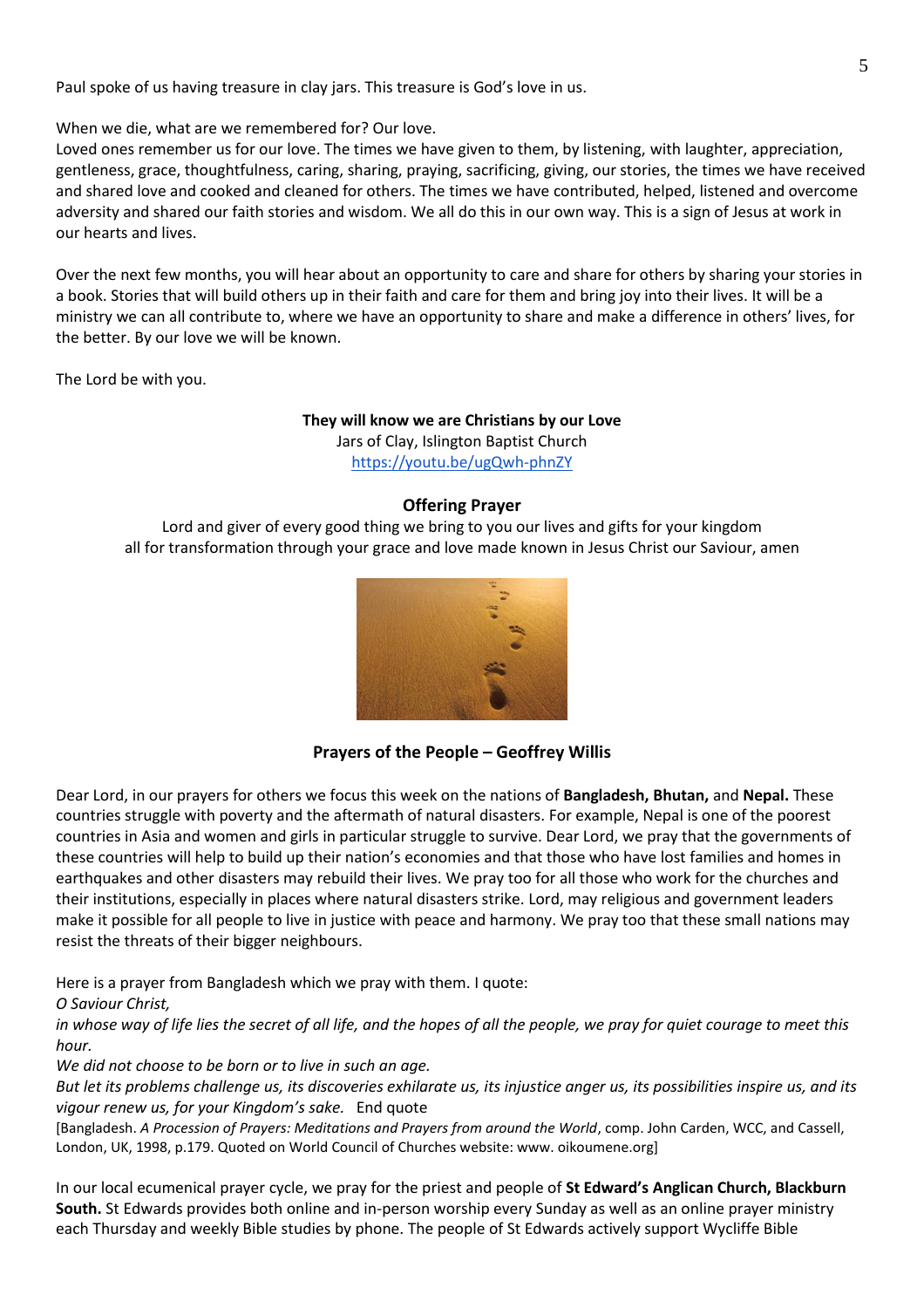Paul spoke of us having treasure in clay jars. This treasure is God's love in us.

When we die, what are we remembered for? Our love.
Loved ones remember us for our love. The times we have given to them, by listening, with laughter, appreciation, gentleness, grace, thoughtfulness, caring, sharing, praying, sacrificing, giving, our stories, the times we have received and shared love and cooked and cleaned for others. The times we have contributed, helped, listened and overcome adversity and shared our faith stories and wisdom. We all do this in our own way. This is a sign of Jesus at work in our hearts and lives.

Over the next few months, you will hear about an opportunity to care and share for others by sharing your stories in a book. Stories that will build others up in their faith and care for them and bring joy into their lives. It will be a ministry we can all contribute to, where we have an opportunity to share and make a difference in others' lives, for the better. By our love we will be known.

The Lord be with you.

**They will know we are Christians by our Love**
Jars of Clay, Islington Baptist Church
https://youtu.be/ugQwh-phnZY

**Offering Prayer**

Lord and giver of every good thing we bring to you our lives and gifts for your kingdom
all for transformation through your grace and love made known in Jesus Christ our Saviour, amen

**Prayers of the People – Geoffrey Willis**

Dear Lord, in our prayers for others we focus this week on the nations of **Bangladesh, Bhutan,** and **Nepal.** These countries struggle with poverty and the aftermath of natural disasters. For example, Nepal is one of the poorest countries in Asia and women and girls in particular struggle to survive. Dear Lord, we pray that the governments of these countries will help to build up their nation's economies and that those who have lost families and homes in earthquakes and other disasters may rebuild their lives. We pray too for all those who work for the churches and their institutions, especially in places where natural disasters strike. Lord, may religious and government leaders make it possible for all people to live in justice with peace and harmony. We pray too that these small nations may resist the threats of their bigger neighbours.

Here is a prayer from Bangladesh which we pray with them. I quote:
*O Saviour Christ,*
*in whose way of life lies the secret of all life, and the hopes of all the people, we pray for quiet courage to meet this hour.*
*We did not choose to be born or to live in such an age.*
*But let its problems challenge us, its discoveries exhilarate us, its injustice anger us, its possibilities inspire us, and its vigour renew us, for your Kingdom's sake.* End quote
[Bangladesh. *A Procession of Prayers: Meditations and Prayers from around the World*, comp. John Carden, WCC, and Cassell, London, UK, 1998, p.179. Quoted on World Council of Churches website: www. oikoumene.org]

In our local ecumenical prayer cycle, we pray for the priest and people of **St Edward's Anglican Church, Blackburn South.** St Edwards provides both online and in-person worship every Sunday as well as an online prayer ministry each Thursday and weekly Bible studies by phone. The people of St Edwards actively support Wycliffe Bible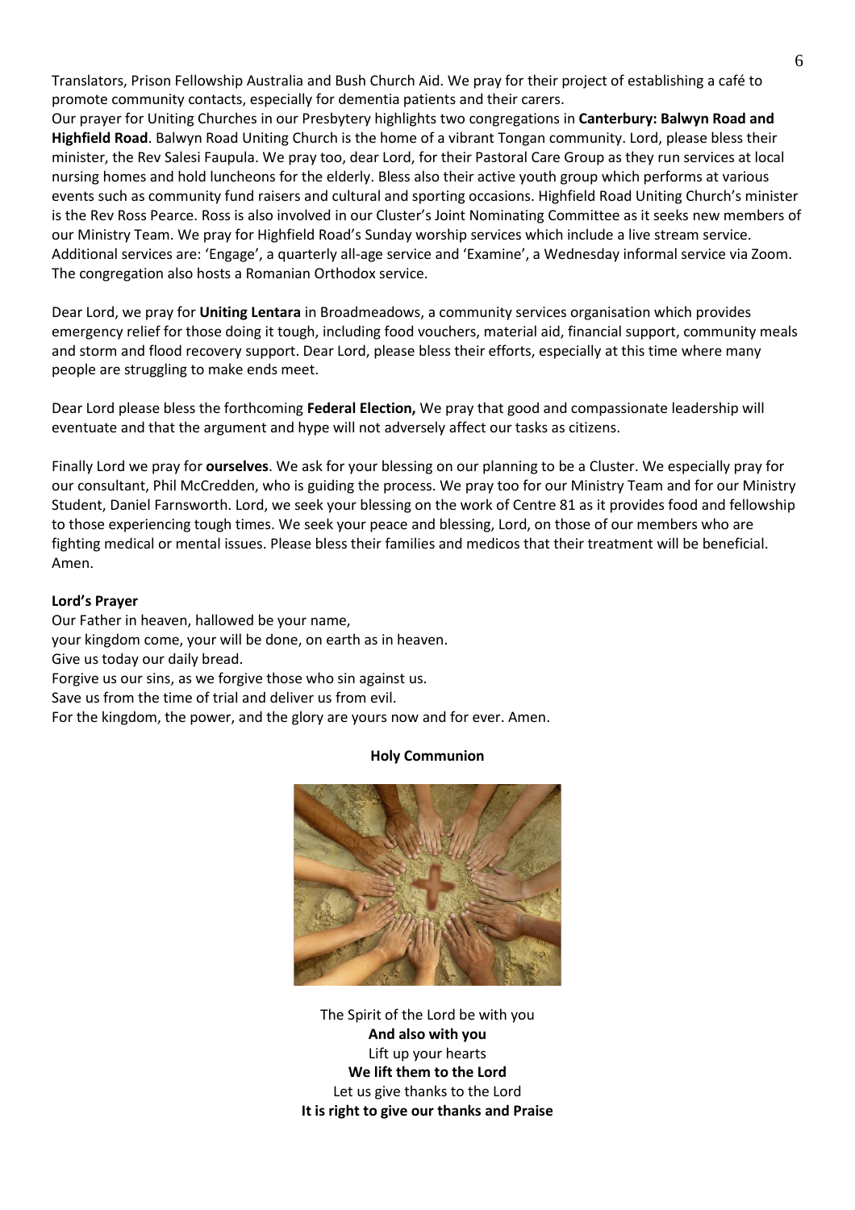Translators, Prison Fellowship Australia and Bush Church Aid. We pray for their project of establishing a café to promote community contacts, especially for dementia patients and their carers.

Our prayer for Uniting Churches in our Presbytery highlights two congregations in **Canterbury: Balwyn Road and Highfield Road**. Balwyn Road Uniting Church is the home of a vibrant Tongan community. Lord, please bless their minister, the Rev Salesi Faupula. We pray too, dear Lord, for their Pastoral Care Group as they run services at local nursing homes and hold luncheons for the elderly. Bless also their active youth group which performs at various events such as community fund raisers and cultural and sporting occasions. Highfield Road Uniting Church's minister is the Rev Ross Pearce. Ross is also involved in our Cluster's Joint Nominating Committee as it seeks new members of our Ministry Team. We pray for Highfield Road's Sunday worship services which include a live stream service. Additional services are: 'Engage', a quarterly all-age service and 'Examine', a Wednesday informal service via Zoom. The congregation also hosts a Romanian Orthodox service.

Dear Lord, we pray for **Uniting Lentara** in Broadmeadows, a community services organisation which provides emergency relief for those doing it tough, including food vouchers, material aid, financial support, community meals and storm and flood recovery support. Dear Lord, please bless their efforts, especially at this time where many people are struggling to make ends meet.

Dear Lord please bless the forthcoming **Federal Election,** We pray that good and compassionate leadership will eventuate and that the argument and hype will not adversely affect our tasks as citizens.

Finally Lord we pray for **ourselves**. We ask for your blessing on our planning to be a Cluster. We especially pray for our consultant, Phil McCredden, who is guiding the process. We pray too for our Ministry Team and for our Ministry Student, Daniel Farnsworth. Lord, we seek your blessing on the work of Centre 81 as it provides food and fellowship to those experiencing tough times. We seek your peace and blessing, Lord, on those of our members who are fighting medical or mental issues. Please bless their families and medicos that their treatment will be beneficial. Amen.

**Lord's Prayer**

Our Father in heaven, hallowed be your name,
your kingdom come, your will be done, on earth as in heaven.
Give us today our daily bread.
Forgive us our sins, as we forgive those who sin against us.
Save us from the time of trial and deliver us from evil.
For the kingdom, the power, and the glory are yours now and for ever. Amen.

**Holy Communion**

The Spirit of the Lord be with you
**And also with you**
Lift up your hearts
**We lift them to the Lord**
Let us give thanks to the Lord
**It is right to give our thanks and Praise**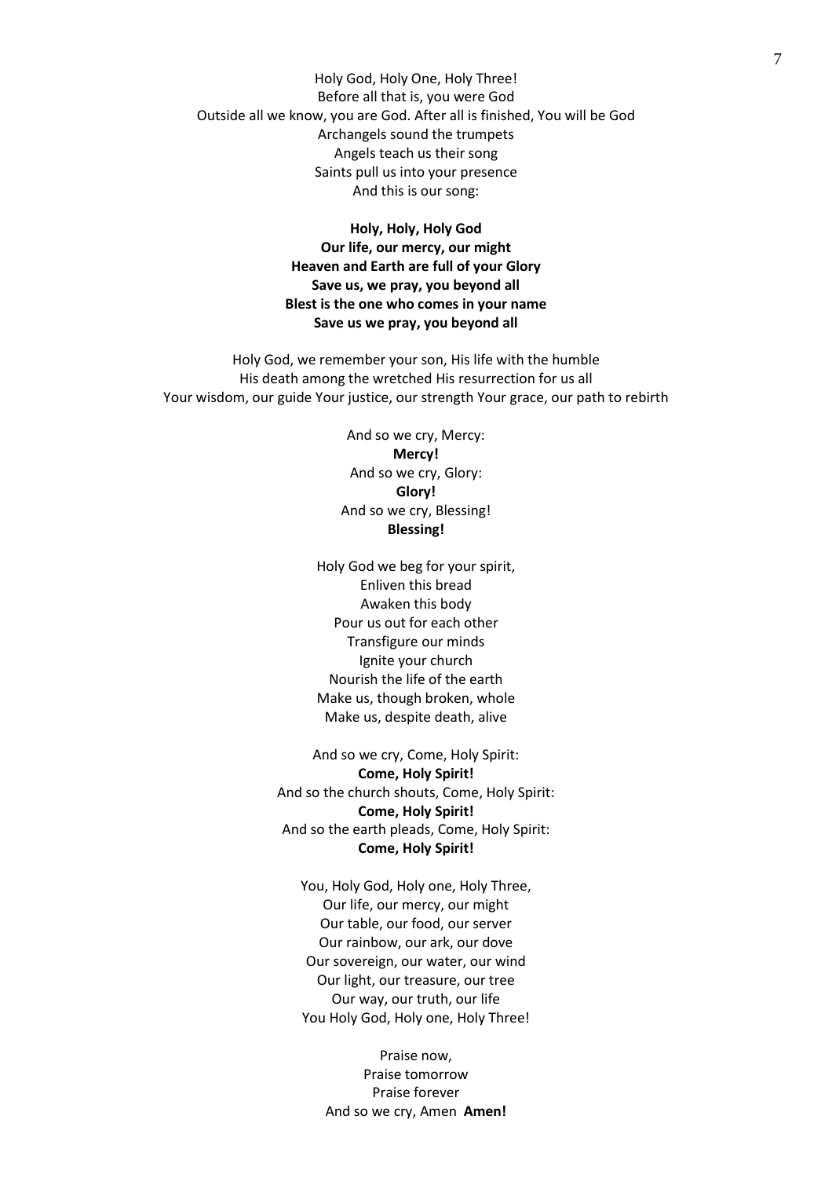Holy God, Holy One, Holy Three!
Before all that is, you were God
Outside all we know, you are God. After all is finished, You will be God
Archangels sound the trumpets
Angels teach us their song
Saints pull us into your presence
And this is our song:

**Holy, Holy, Holy God**
**Our life, our mercy, our might**
**Heaven and Earth are full of your Glory**
**Save us, we pray, you beyond all**
**Blest is the one who comes in your name**
**Save us we pray, you beyond all**

Holy God, we remember your son, His life with the humble
His death among the wretched His resurrection for us all
Your wisdom, our guide Your justice, our strength Your grace, our path to rebirth

And so we cry, Mercy:
**Mercy!**
And so we cry, Glory:
**Glory!**
And so we cry, Blessing!
**Blessing!**

Holy God we beg for your spirit,
Enliven this bread
Awaken this body
Pour us out for each other
Transfigure our minds
Ignite your church
Nourish the life of the earth
Make us, though broken, whole
Make us, despite death, alive

And so we cry, Come, Holy Spirit:
**Come, Holy Spirit!**
And so the church shouts, Come, Holy Spirit:
**Come, Holy Spirit!**
And so the earth pleads, Come, Holy Spirit:
**Come, Holy Spirit!**

You, Holy God, Holy one, Holy Three,
Our life, our mercy, our might
Our table, our food, our server
Our rainbow, our ark, our dove
Our sovereign, our water, our wind
Our light, our treasure, our tree
Our way, our truth, our life
You Holy God, Holy one, Holy Three!

Praise now,
Praise tomorrow
Praise forever
And so we cry, Amen **Amen!**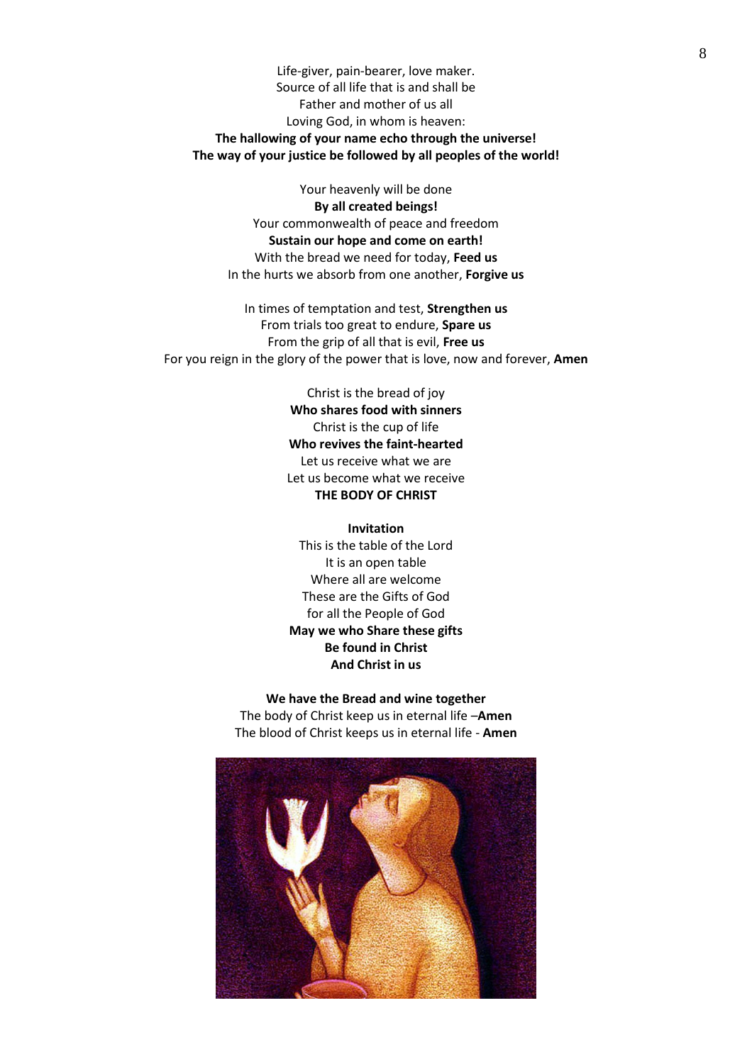Life-giver, pain-bearer, love maker.
Source of all life that is and shall be
Father and mother of us all
Loving God, in whom is heaven:
**The hallowing of your name echo through the universe!**
**The way of your justice be followed by all peoples of the world!**

Your heavenly will be done
**By all created beings!**
Your commonwealth of peace and freedom
**Sustain our hope and come on earth!**
With the bread we need for today, **Feed us**
In the hurts we absorb from one another, **Forgive us**

In times of temptation and test, **Strengthen us**
From trials too great to endure, **Spare us**
From the grip of all that is evil, **Free us**
For you reign in the glory of the power that is love, now and forever, **Amen**

Christ is the bread of joy
**Who shares food with sinners**
Christ is the cup of life
**Who revives the faint-hearted**
Let us receive what we are
Let us become what we receive
**THE BODY OF CHRIST**

**Invitation**
This is the table of the Lord
It is an open table
Where all are welcome
These are the Gifts of God
for all the People of God
**May we who Share these gifts**
**Be found in Christ**
**And Christ in us**

**We have the Bread and wine together**
The body of Christ keep us in eternal life –**Amen**
The blood of Christ keeps us in eternal life - **Amen**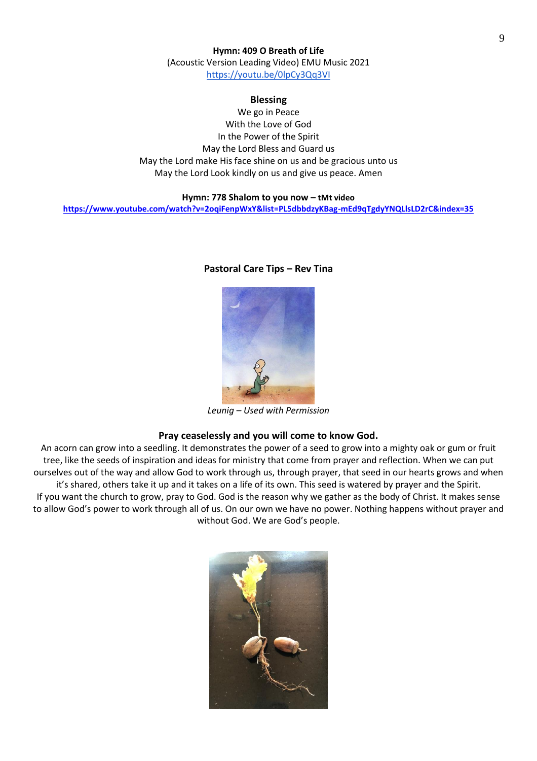**Hymn: 409 O Breath of Life**

(Acoustic Version Leading Video) EMU Music 2021

https://youtu.be/0lpCy3Qq3VI

**Blessing**

We go in Peace
With the Love of God
In the Power of the Spirit
May the Lord Bless and Guard us
May the Lord make His face shine on us and be gracious unto us
May the Lord Look kindly on us and give us peace. Amen

**Hymn: 778 Shalom to you now – tMt video**

https://www.youtube.com/watch?v=2oqiFenpWxY&list=PL5dbbdzyKBag-mEd9qTgdyYNQLlsLD2rC&index=35

**Pastoral Care Tips – Rev Tina**

*Leunig – Used with Permission*

**Pray ceaselessly and you will come to know God.**

An acorn can grow into a seedling. It demonstrates the power of a seed to grow into a mighty oak or gum or fruit tree, like the seeds of inspiration and ideas for ministry that come from prayer and reflection. When we can put ourselves out of the way and allow God to work through us, through prayer, that seed in our hearts grows and when it's shared, others take it up and it takes on a life of its own. This seed is watered by prayer and the Spirit.
If you want the church to grow, pray to God. God is the reason why we gather as the body of Christ. It makes sense to allow God's power to work through all of us. On our own we have no power. Nothing happens without prayer and without God. We are God's people.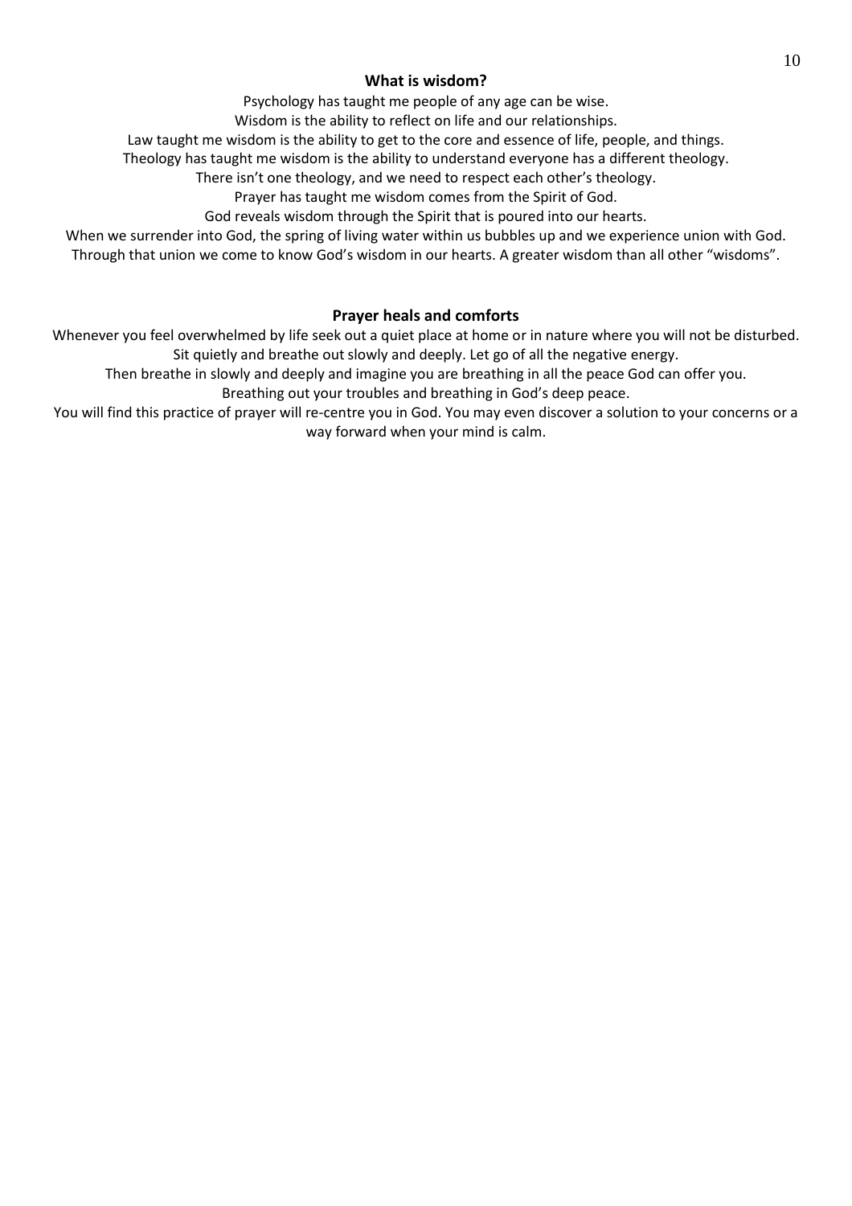## What is wisdom?

Psychology has taught me people of any age can be wise.
Wisdom is the ability to reflect on life and our relationships.
Law taught me wisdom is the ability to get to the core and essence of life, people, and things.
Theology has taught me wisdom is the ability to understand everyone has a different theology.
There isn't one theology, and we need to respect each other's theology.
Prayer has taught me wisdom comes from the Spirit of God.
God reveals wisdom through the Spirit that is poured into our hearts.
When we surrender into God, the spring of living water within us bubbles up and we experience union with God.
Through that union we come to know God's wisdom in our hearts. A greater wisdom than all other "wisdoms".

## Prayer heals and comforts

Whenever you feel overwhelmed by life seek out a quiet place at home or in nature where you will not be disturbed.
Sit quietly and breathe out slowly and deeply. Let go of all the negative energy.
Then breathe in slowly and deeply and imagine you are breathing in all the peace God can offer you.
Breathing out your troubles and breathing in God's deep peace.
You will find this practice of prayer will re-centre you in God. You may even discover a solution to your concerns or a way forward when your mind is calm.